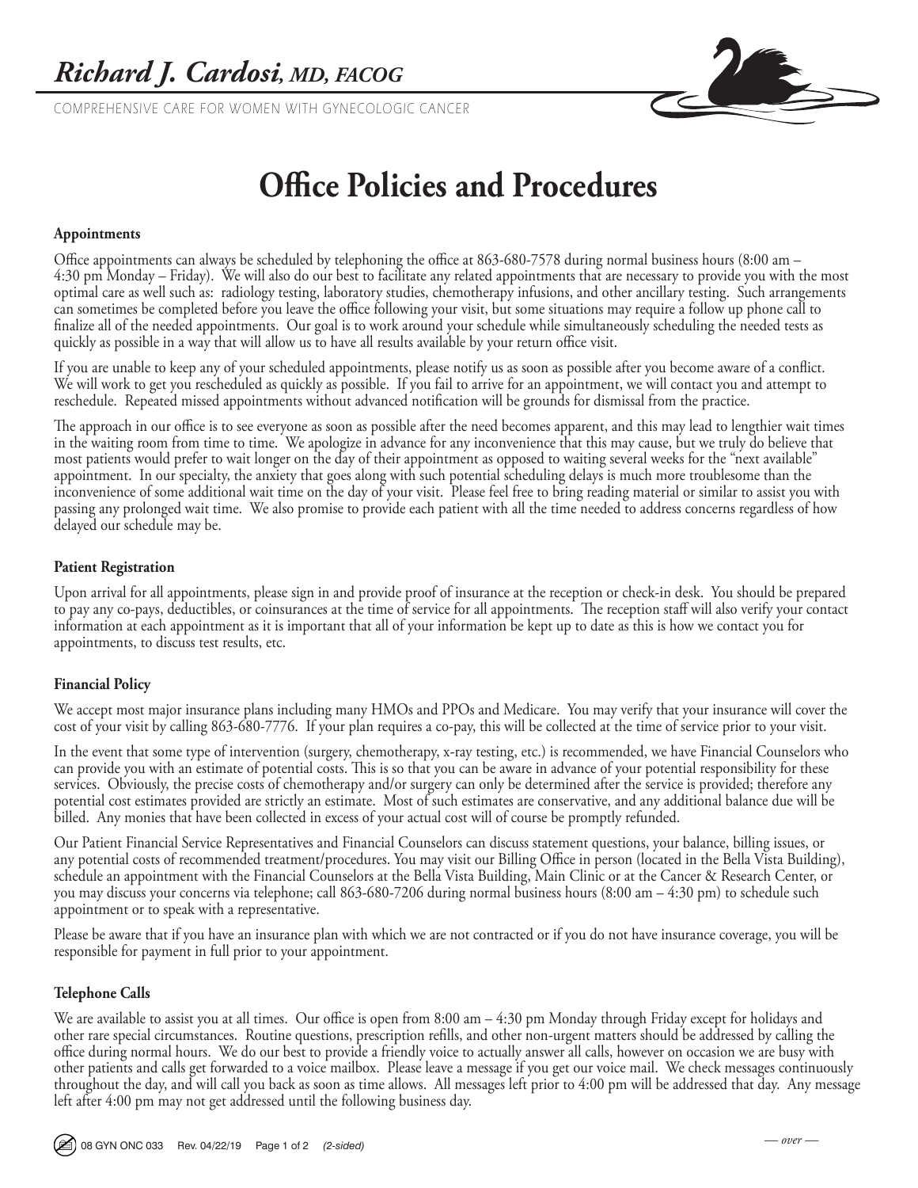# *Richard J. Cardosi, MD, FACOG*

COMPREHENSIVE CARE FOR WOMEN WITH GYNECOLOGIC CANCER

## Office Policies and Procedures

### Appointments

Office appointments can always be scheduled by telephoning the office at 863-680-7578 during normal business hours (8:00 am – 4:30 pm Monday – Friday). We will also do our best to facilitate any related appointments that are necessary to provide you with the most optimal care as well such as: radiology testing, laboratory studies, chemotherapy infusions, and other ancillary testing. Such arrangements can sometimes be completed before you leave the office following your visit, but some situations may require a follow up phone call to finalize all of the needed appointments. Our goal is to work around your schedule while simultaneously scheduling the needed tests as quickly as possible in a way that will allow us to have all results available by your return office visit.

If you are unable to keep any of your scheduled appointments, please notify us as soon as possible after you become aware of a conflict. We will work to get you rescheduled as quickly as possible. If you fail to arrive for an appointment, we will contact you and attempt to reschedule. Repeated missed appointments without advanced notification will be grounds for dismissal from the practice.

The approach in our office is to see everyone as soon as possible after the need becomes apparent, and this may lead to lengthier wait times in the waiting room from time to time. We apologize in advance for any inconvenience that this may cause, but we truly do believe that most patients would prefer to wait longer on the day of their appointment as opposed to waiting several weeks for the "next available" appointment. In our specialty, the anxiety that goes along with such potential scheduling delays is much more troublesome than the inconvenience of some additional wait time on the day of your visit. Please feel free to bring reading material or similar to assist you with passing any prolonged wait time. We also promise to provide each patient with all the time needed to address concerns regardless of how delayed our schedule may be.

### Patient Registration

Upon arrival for all appointments, please sign in and provide proof of insurance at the reception or check-in desk. You should be prepared to pay any co-pays, deductibles, or coinsurances at the time of service for all appointments. The reception staff will also verify your contact information at each appointment as it is important that all of your information be kept up to date as this is how we contact you for appointments, to discuss test results, etc.

### Financial Policy

We accept most major insurance plans including many HMOs and PPOs and Medicare. You may verify that your insurance will cover the cost of your visit by calling 863-680-7776. If your plan requires a co-pay, this will be collected at the time of service prior to your visit.

In the event that some type of intervention (surgery, chemotherapy, x-ray testing, etc.) is recommended, we have Financial Counselors who can provide you with an estimate of potential costs. This is so that you can be aware in advance of your potential responsibility for these services. Obviously, the precise costs of chemotherapy and/or surgery can only be determined after the service is provided; therefore any potential cost estimates provided are strictly an estimate. Most of such estimates are conservative, and any additional balance due will be billed. Any monies that have been collected in excess of your actual cost will of course be promptly refunded.

Our Patient Financial Service Representatives and Financial Counselors can discuss statement questions, your balance, billing issues, or any potential costs of recommended treatment/procedures. You may visit our Billing Office in person (located in the Bella Vista Building), schedule an appointment with the Financial Counselors at the Bella Vista Building, Main Clinic or at the Cancer & Research Center, or you may discuss your concerns via telephone; call 863-680-7206 during normal business hours (8:00 am – 4:30 pm) to schedule such appointment or to speak with a representative.

Please be aware that if you have an insurance plan with which we are not contracted or if you do not have insurance coverage, you will be responsible for payment in full prior to your appointment.

### Telephone Calls

We are available to assist you at all times. Our office is open from 8:00 am – 4:30 pm Monday through Friday except for holidays and other rare special circumstances. Routine questions, prescription refills, and other non-urgent matters should be addressed by calling the office during normal hours. We do our best to provide a friendly voice to actually answer all calls, however on occasion we are busy with other patients and calls get forwarded to a voice mailbox. Please leave a message if you get our voice mail. We check messages continuously throughout the day, and will call you back as soon as time allows. All messages left prior to 4:00 pm will be addressed that day. Any message left after 4:00 pm may not get addressed until the following business day.

08 GYN ONC 033 Rev. 04/22/19 *(2-sided)*

*— over —*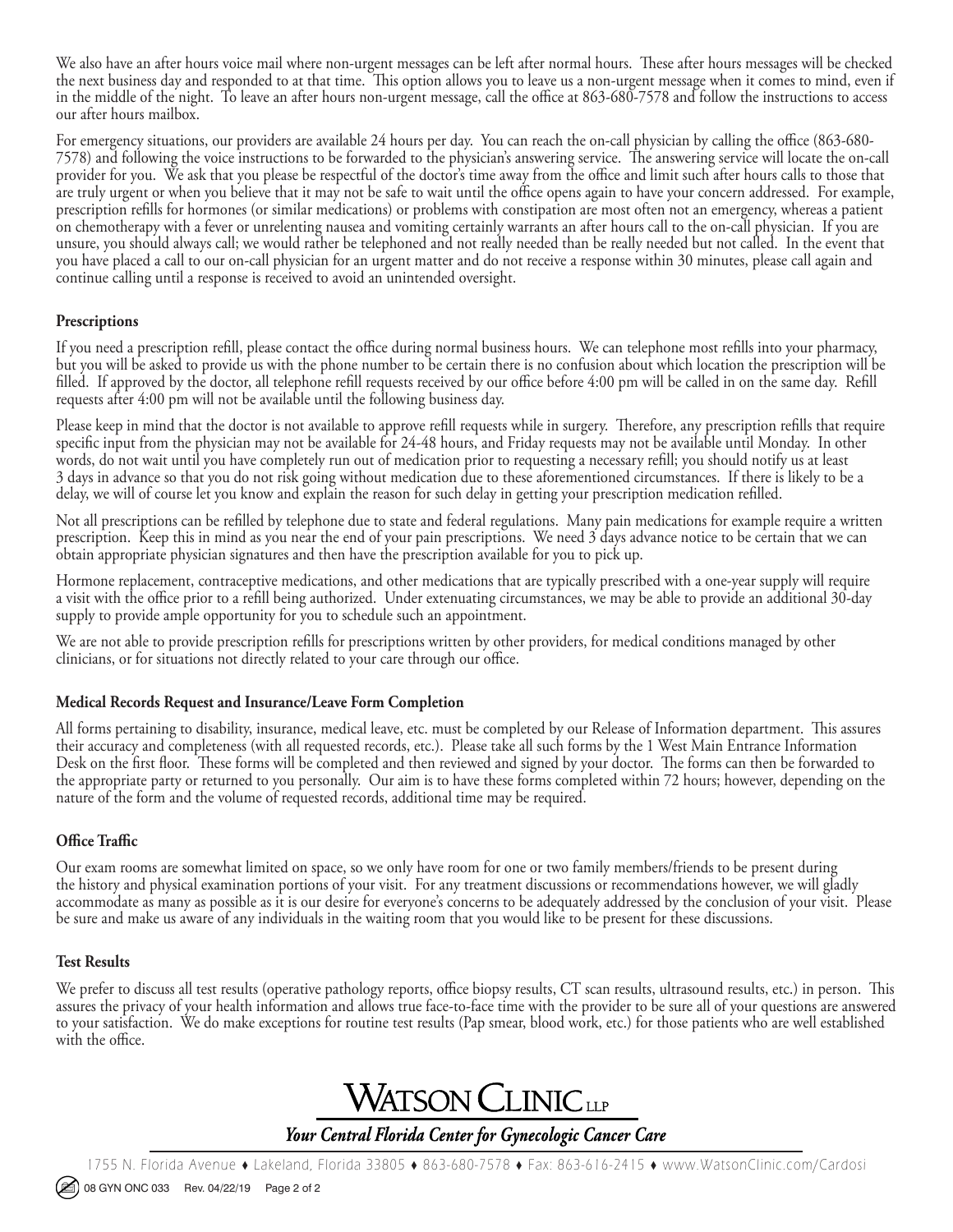We also have an after hours voice mail where non-urgent messages can be left after normal hours. These after hours messages will be checked the next business day and responded to at that time. This option allows you to leave us a non-urgent message when it comes to mind, even if in the middle of the night. To leave an after hours non-urgent message, call the office at 863-680-7578 and follow the instructions to access our after hours mailbox.

For emergency situations, our providers are available 24 hours per day. You can reach the on-call physician by calling the office (863-680-7578) and following the voice instructions to be forwarded to the physician's answering service. The answering service will locate the on-call provider for you. We ask that you please be respectful of the doctor's time away from the office and limit such after hours calls to those that are truly urgent or when you believe that it may not be safe to wait until the office opens again to have your concern addressed. For example, prescription refills for hormones (or similar medications) or problems with constipation are most often not an emergency, whereas a patient on chemotherapy with a fever or unrelenting nausea and vomiting certainly warrants an after hours call to the on-call physician. If you are unsure, you should always call; we would rather be telephoned and not really needed than be really needed but not called. In the event that you have placed a call to our on-call physician for an urgent matter and do not receive a response within 30 minutes, please call again and continue calling until a response is received to avoid an unintended oversight.

**Prescriptions**

If you need a prescription refill, please contact the office during normal business hours. We can telephone most refills into your pharmacy, but you will be asked to provide us with the phone number to be certain there is no confusion about which location the prescription will be filled. If approved by the doctor, all telephone refill requests received by our office before 4:00 pm will be called in on the same day. Refill requests after 4:00 pm will not be available until the following business day.

Please keep in mind that the doctor is not available to approve refill requests while in surgery. Therefore, any prescription refills that require specific input from the physician may not be available for 24-48 hours, and Friday requests may not be available until Monday. In other words, do not wait until you have completely run out of medication prior to requesting a necessary refill; you should notify us at least 3 days in advance so that you do not risk going without medication due to these aforementioned circumstances. If there is likely to be a delay, we will of course let you know and explain the reason for such delay in getting your prescription medication refilled.

Not all prescriptions can be refilled by telephone due to state and federal regulations. Many pain medications for example require a written prescription. Keep this in mind as you near the end of your pain prescriptions. We need 3 days advance notice to be certain that we can obtain appropriate physician signatures and then have the prescription available for you to pick up.

Hormone replacement, contraceptive medications, and other medications that are typically prescribed with a one-year supply will require a visit with the office prior to a refill being authorized. Under extenuating circumstances, we may be able to provide an additional 30-day supply to provide ample opportunity for you to schedule such an appointment.

We are not able to provide prescription refills for prescriptions written by other providers, for medical conditions managed by other clinicians, or for situations not directly related to your care through our office.

**Medical Records Request and Insurance/Leave Form Completion**

All forms pertaining to disability, insurance, medical leave, etc. must be completed by our Release of Information department. This assures their accuracy and completeness (with all requested records, etc.). Please take all such forms by the 1 West Main Entrance Information Desk on the first floor. These forms will be completed and then reviewed and signed by your doctor. The forms can then be forwarded to the appropriate party or returned to you personally. Our aim is to have these forms completed within 72 hours; however, depending on the nature of the form and the volume of requested records, additional time may be required.

**Office Traffic**

Our exam rooms are somewhat limited on space, so we only have room for one or two family members/friends to be present during the history and physical examination portions of your visit. For any treatment discussions or recommendations however, we will gladly accommodate as many as possible as it is our desire for everyone's concerns to be adequately addressed by the conclusion of your visit. Please be sure and make us aware of any individuals in the waiting room that you would like to be present for these discussions.

**Test Results**

We prefer to discuss all test results (operative pathology reports, office biopsy results, CT scan results, ultrasound results, etc.) in person. This assures the privacy of your health information and allows true face-to-face time with the provider to be sure all of your questions are answered to your satisfaction. We do make exceptions for routine test results (Pap smear, blood work, etc.) for those patients who are well established with the office.

WATSON CLINIC LLP

*Your Central Florida Center for Gynecologic Cancer Care*

1755 N. Florida Avenue ♦ Lakeland, Florida 33805 ♦ 863-680-7578 ♦ Fax: 863-616-2415 ♦ www.WatsonClinic.com/Cardosi

08 GYN ONC 033 Rev. 04/22/19